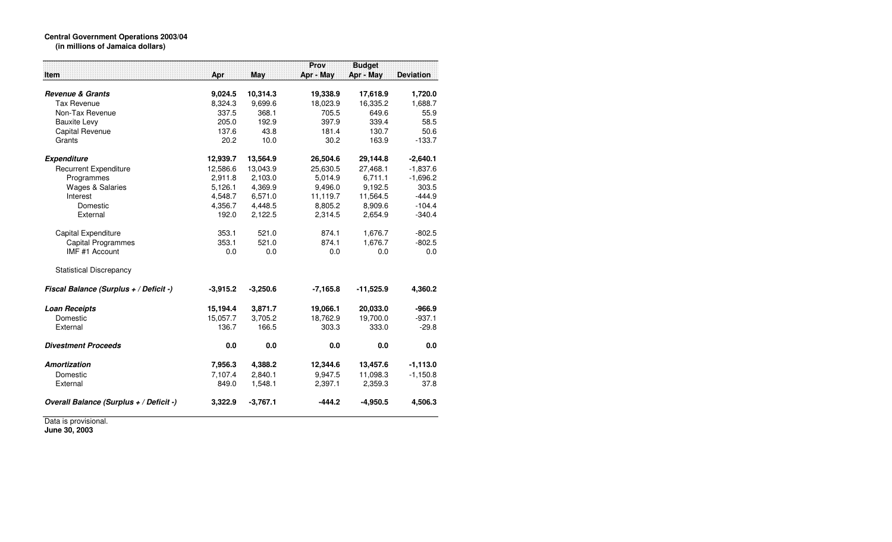**Central Government Operations 2003/04**
**(in millions of Jamaica dollars)**

| Item | Apr | May | Prov Apr - May | Budget Apr - May | Deviation |
|---|---|---|---|---|---|
| ***Revenue & Grants*** | **9,024.5** | **10,314.3** | **19,338.9** | **17,618.9** | **1,720.0** |
| Tax Revenue | 8,324.3 | 9,699.6 | 18,023.9 | 16,335.2 | 1,688.7 |
| Non-Tax Revenue | 337.5 | 368.1 | 705.5 | 649.6 | 55.9 |
| Bauxite Levy | 205.0 | 192.9 | 397.9 | 339.4 | 58.5 |
| Capital Revenue | 137.6 | 43.8 | 181.4 | 130.7 | 50.6 |
| Grants | 20.2 | 10.0 | 30.2 | 163.9 | -133.7 |
| ***Expenditure*** | **12,939.7** | **13,564.9** | **26,504.6** | **29,144.8** | **-2,640.1** |
| Recurrent Expenditure | 12,586.6 | 13,043.9 | 25,630.5 | 27,468.1 | -1,837.6 |
| Programmes | 2,911.8 | 2,103.0 | 5,014.9 | 6,711.1 | -1,696.2 |
| Wages & Salaries | 5,126.1 | 4,369.9 | 9,496.0 | 9,192.5 | 303.5 |
| Interest | 4,548.7 | 6,571.0 | 11,119.7 | 11,564.5 | -444.9 |
| Domestic | 4,356.7 | 4,448.5 | 8,805.2 | 8,909.6 | -104.4 |
| External | 192.0 | 2,122.5 | 2,314.5 | 2,654.9 | -340.4 |
| Capital Expenditure | 353.1 | 521.0 | 874.1 | 1,676.7 | -802.5 |
| Capital Programmes | 353.1 | 521.0 | 874.1 | 1,676.7 | -802.5 |
| IMF #1 Account | 0.0 | 0.0 | 0.0 | 0.0 | 0.0 |
| Statistical Discrepancy | | | | | |
| ***Fiscal Balance (Surplus + / Deficit -)*** | **-3,915.2** | **-3,250.6** | **-7,165.8** | **-11,525.9** | **4,360.2** |
| ***Loan Receipts*** | **15,194.4** | **3,871.7** | **19,066.1** | **20,033.0** | **-966.9** |
| Domestic | 15,057.7 | 3,705.2 | 18,762.9 | 19,700.0 | -937.1 |
| External | 136.7 | 166.5 | 303.3 | 333.0 | -29.8 |
| ***Divestment Proceeds*** | **0.0** | **0.0** | **0.0** | **0.0** | **0.0** |
| ***Amortization*** | **7,956.3** | **4,388.2** | **12,344.6** | **13,457.6** | **-1,113.0** |
| Domestic | 7,107.4 | 2,840.1 | 9,947.5 | 11,098.3 | -1,150.8 |
| External | 849.0 | 1,548.1 | 2,397.1 | 2,359.3 | 37.8 |
| ***Overall Balance (Surplus + / Deficit -)*** | **3,322.9** | **-3,767.1** | **-444.2** | **-4,950.5** | **4,506.3** |

Data is provisional.
**June 30, 2003**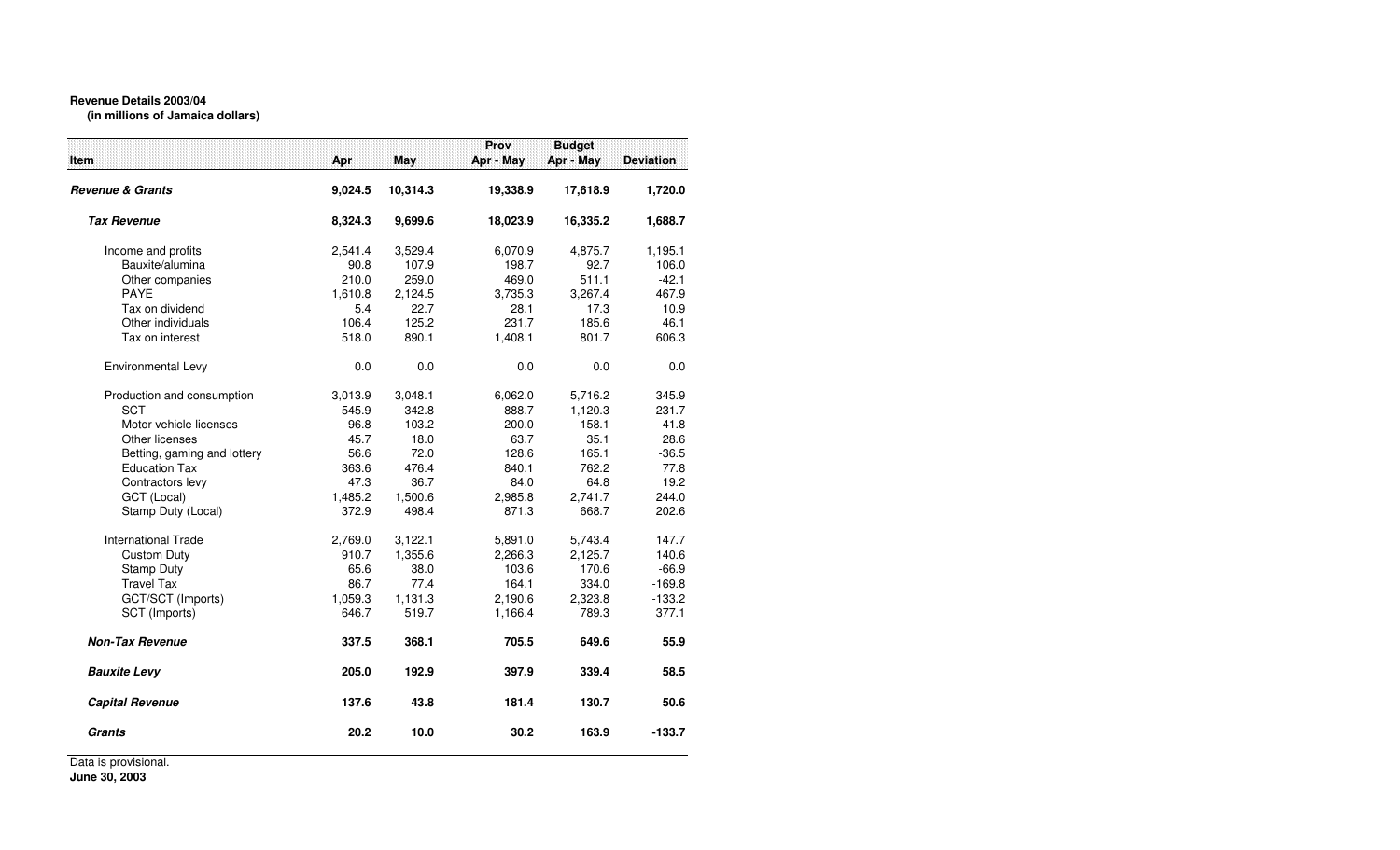**Revenue Details 2003/04**
**(in millions of Jamaica dollars)**

| Item | Apr | May | Prov Apr - May | Budget Apr - May | Deviation |
|---|---|---|---|---|---|
| ***Revenue & Grants*** | **9,024.5** | **10,314.3** | **19,338.9** | **17,618.9** | **1,720.0** |
| ***Tax Revenue*** | **8,324.3** | **9,699.6** | **18,023.9** | **16,335.2** | **1,688.7** |
| Income and profits | 2,541.4 | 3,529.4 | 6,070.9 | 4,875.7 | 1,195.1 |
| Bauxite/alumina | 90.8 | 107.9 | 198.7 | 92.7 | 106.0 |
| Other companies | 210.0 | 259.0 | 469.0 | 511.1 | -42.1 |
| PAYE | 1,610.8 | 2,124.5 | 3,735.3 | 3,267.4 | 467.9 |
| Tax on dividend | 5.4 | 22.7 | 28.1 | 17.3 | 10.9 |
| Other individuals | 106.4 | 125.2 | 231.7 | 185.6 | 46.1 |
| Tax on interest | 518.0 | 890.1 | 1,408.1 | 801.7 | 606.3 |
| Environmental Levy | 0.0 | 0.0 | 0.0 | 0.0 | 0.0 |
| Production and consumption | 3,013.9 | 3,048.1 | 6,062.0 | 5,716.2 | 345.9 |
| SCT | 545.9 | 342.8 | 888.7 | 1,120.3 | -231.7 |
| Motor vehicle licenses | 96.8 | 103.2 | 200.0 | 158.1 | 41.8 |
| Other licenses | 45.7 | 18.0 | 63.7 | 35.1 | 28.6 |
| Betting, gaming and lottery | 56.6 | 72.0 | 128.6 | 165.1 | -36.5 |
| Education Tax | 363.6 | 476.4 | 840.1 | 762.2 | 77.8 |
| Contractors levy | 47.3 | 36.7 | 84.0 | 64.8 | 19.2 |
| GCT (Local) | 1,485.2 | 1,500.6 | 2,985.8 | 2,741.7 | 244.0 |
| Stamp Duty (Local) | 372.9 | 498.4 | 871.3 | 668.7 | 202.6 |
| International Trade | 2,769.0 | 3,122.1 | 5,891.0 | 5,743.4 | 147.7 |
| Custom Duty | 910.7 | 1,355.6 | 2,266.3 | 2,125.7 | 140.6 |
| Stamp Duty | 65.6 | 38.0 | 103.6 | 170.6 | -66.9 |
| Travel Tax | 86.7 | 77.4 | 164.1 | 334.0 | -169.8 |
| GCT/SCT (Imports) | 1,059.3 | 1,131.3 | 2,190.6 | 2,323.8 | -133.2 |
| SCT (Imports) | 646.7 | 519.7 | 1,166.4 | 789.3 | 377.1 |
| ***Non-Tax Revenue*** | **337.5** | **368.1** | **705.5** | **649.6** | **55.9** |
| ***Bauxite Levy*** | **205.0** | **192.9** | **397.9** | **339.4** | **58.5** |
| ***Capital Revenue*** | **137.6** | **43.8** | **181.4** | **130.7** | **50.6** |
| ***Grants*** | **20.2** | **10.0** | **30.2** | **163.9** | **-133.7** |

Data is provisional.
**June 30, 2003**